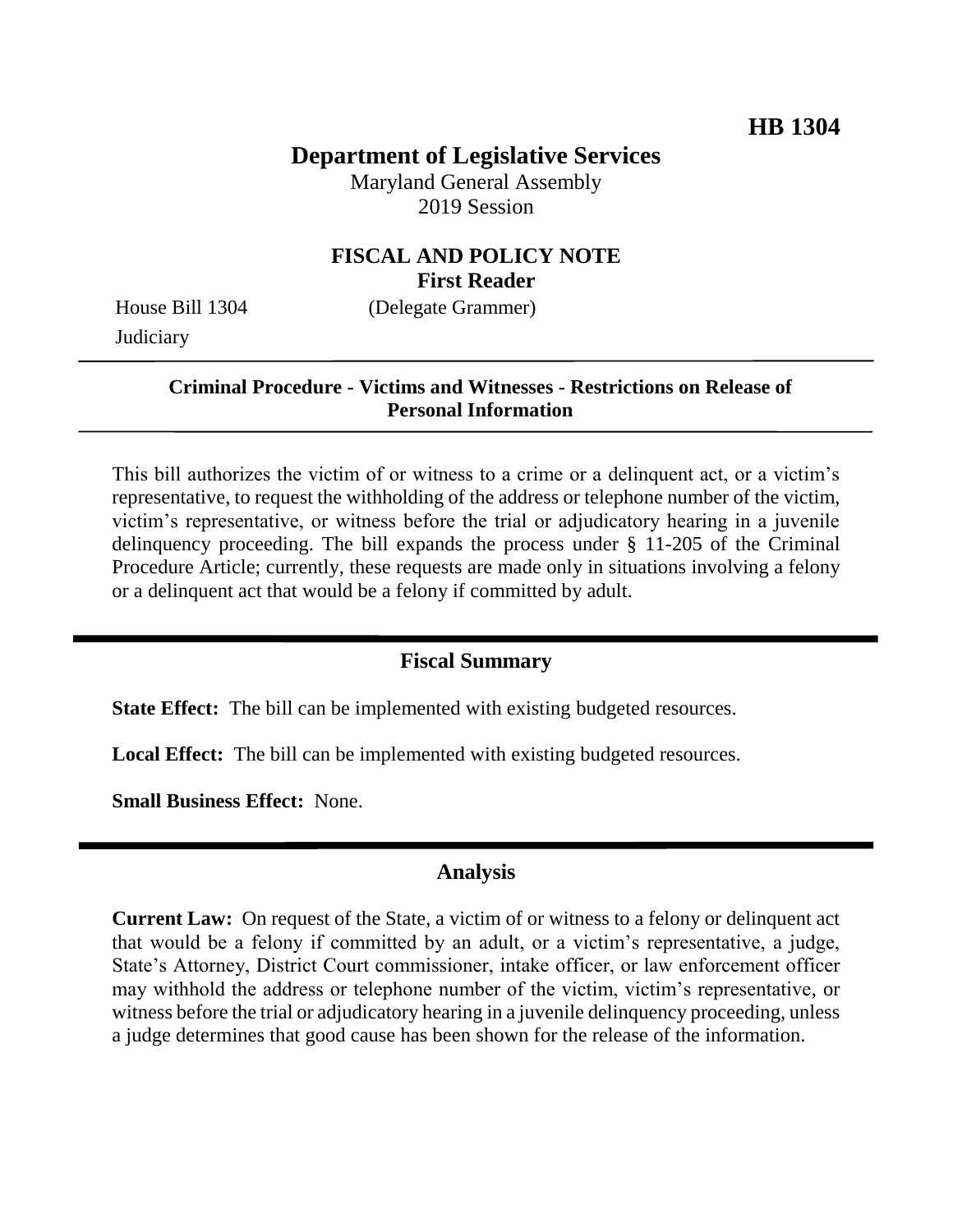**HB 1304**

# Department of Legislative Services

Maryland General Assembly
2019 Session

## FISCAL AND POLICY NOTE
**First Reader**

House Bill 1304 (Delegate Grammer)
Judiciary

**Criminal Procedure - Victims and Witnesses - Restrictions on Release of Personal Information**

This bill authorizes the victim of or witness to a crime or a delinquent act, or a victim's representative, to request the withholding of the address or telephone number of the victim, victim's representative, or witness before the trial or adjudicatory hearing in a juvenile delinquency proceeding. The bill expands the process under § 11-205 of the Criminal Procedure Article; currently, these requests are made only in situations involving a felony or a delinquent act that would be a felony if committed by adult.

## Fiscal Summary

**State Effect:** The bill can be implemented with existing budgeted resources.

**Local Effect:** The bill can be implemented with existing budgeted resources.

**Small Business Effect:** None.

## Analysis

**Current Law:** On request of the State, a victim of or witness to a felony or delinquent act that would be a felony if committed by an adult, or a victim's representative, a judge, State's Attorney, District Court commissioner, intake officer, or law enforcement officer may withhold the address or telephone number of the victim, victim's representative, or witness before the trial or adjudicatory hearing in a juvenile delinquency proceeding, unless a judge determines that good cause has been shown for the release of the information.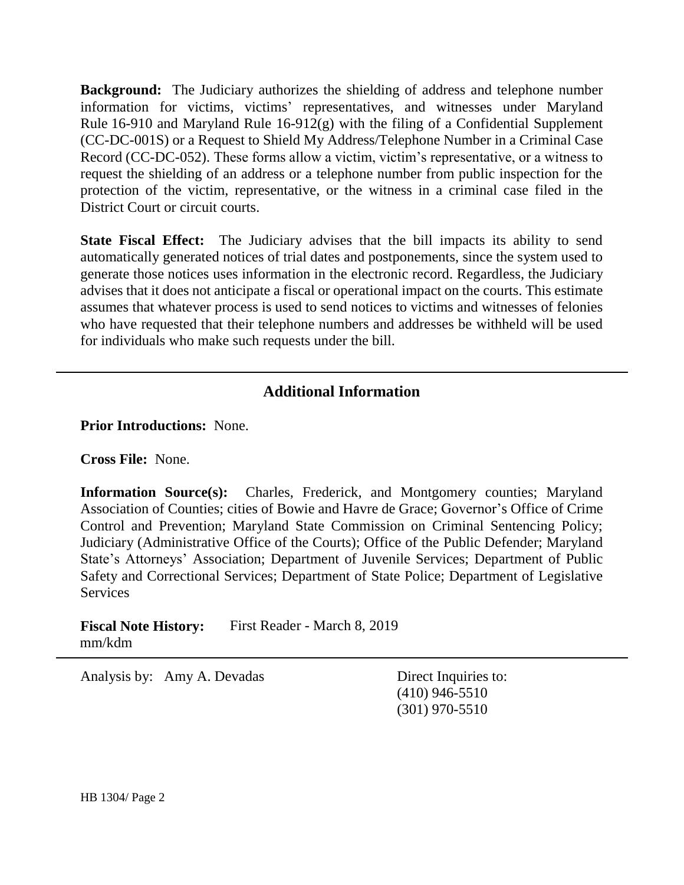**Background:** The Judiciary authorizes the shielding of address and telephone number information for victims, victims' representatives, and witnesses under Maryland Rule 16-910 and Maryland Rule 16-912(g) with the filing of a Confidential Supplement (CC-DC-001S) or a Request to Shield My Address/Telephone Number in a Criminal Case Record (CC-DC-052). These forms allow a victim, victim's representative, or a witness to request the shielding of an address or a telephone number from public inspection for the protection of the victim, representative, or the witness in a criminal case filed in the District Court or circuit courts.

**State Fiscal Effect:** The Judiciary advises that the bill impacts its ability to send automatically generated notices of trial dates and postponements, since the system used to generate those notices uses information in the electronic record. Regardless, the Judiciary advises that it does not anticipate a fiscal or operational impact on the courts. This estimate assumes that whatever process is used to send notices to victims and witnesses of felonies who have requested that their telephone numbers and addresses be withheld will be used for individuals who make such requests under the bill.

---

## Additional Information

**Prior Introductions:** None.

**Cross File:** None.

**Information Source(s):** Charles, Frederick, and Montgomery counties; Maryland Association of Counties; cities of Bowie and Havre de Grace; Governor's Office of Crime Control and Prevention; Maryland State Commission on Criminal Sentencing Policy; Judiciary (Administrative Office of the Courts); Office of the Public Defender; Maryland State's Attorneys' Association; Department of Juvenile Services; Department of Public Safety and Correctional Services; Department of State Police; Department of Legislative Services

**Fiscal Note History:** First Reader - March 8, 2019
mm/kdm

---

Analysis by: Amy A. Devadas

Direct Inquiries to:
(410) 946-5510
(301) 970-5510